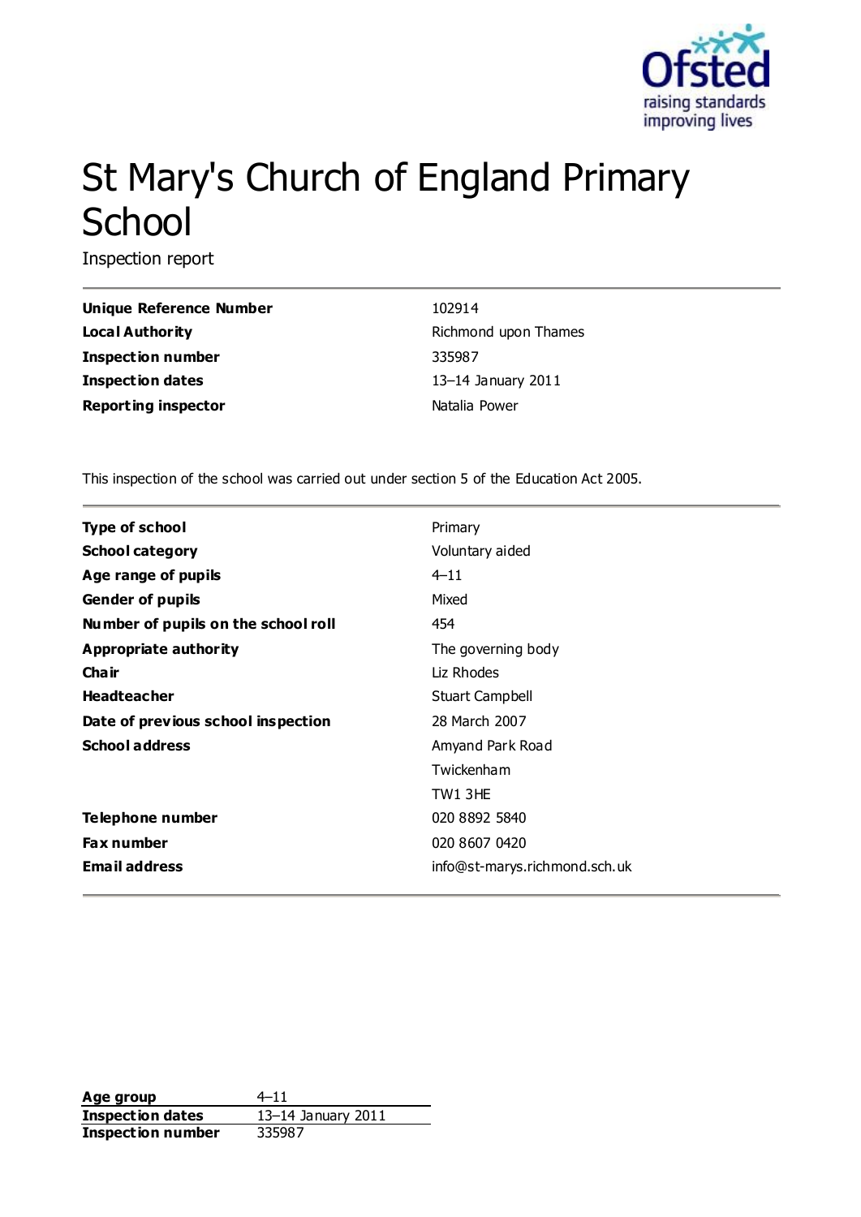# St Mary's Church of England Primary School

Inspection report

| | |
|---|---|
| **Unique Reference Number** | 102914 |
| **Local Authority** | Richmond upon Thames |
| **Inspection number** | 335987 |
| **Inspection dates** | 13–14 January 2011 |
| **Reporting inspector** | Natalia Power |

This inspection of the school was carried out under section 5 of the Education Act 2005.

| | |
|---|---|
| **Type of school** | Primary |
| **School category** | Voluntary aided |
| **Age range of pupils** | 4–11 |
| **Gender of pupils** | Mixed |
| **Number of pupils on the school roll** | 454 |
| **Appropriate authority** | The governing body |
| **Chair** | Liz Rhodes |
| **Headteacher** | Stuart Campbell |
| **Date of previous school inspection** | 28 March 2007 |
| **School address** | Amyand Park Road<br>Twickenham<br>TW1 3HE |
| **Telephone number** | 020 8892 5840 |
| **Fax number** | 020 8607 0420 |
| **Email address** | info@st-marys.richmond.sch.uk |

| | |
|---|---|
| **Age group** | 4–11 |
| **Inspection dates** | 13–14 January 2011 |
| **Inspection number** | 335987 |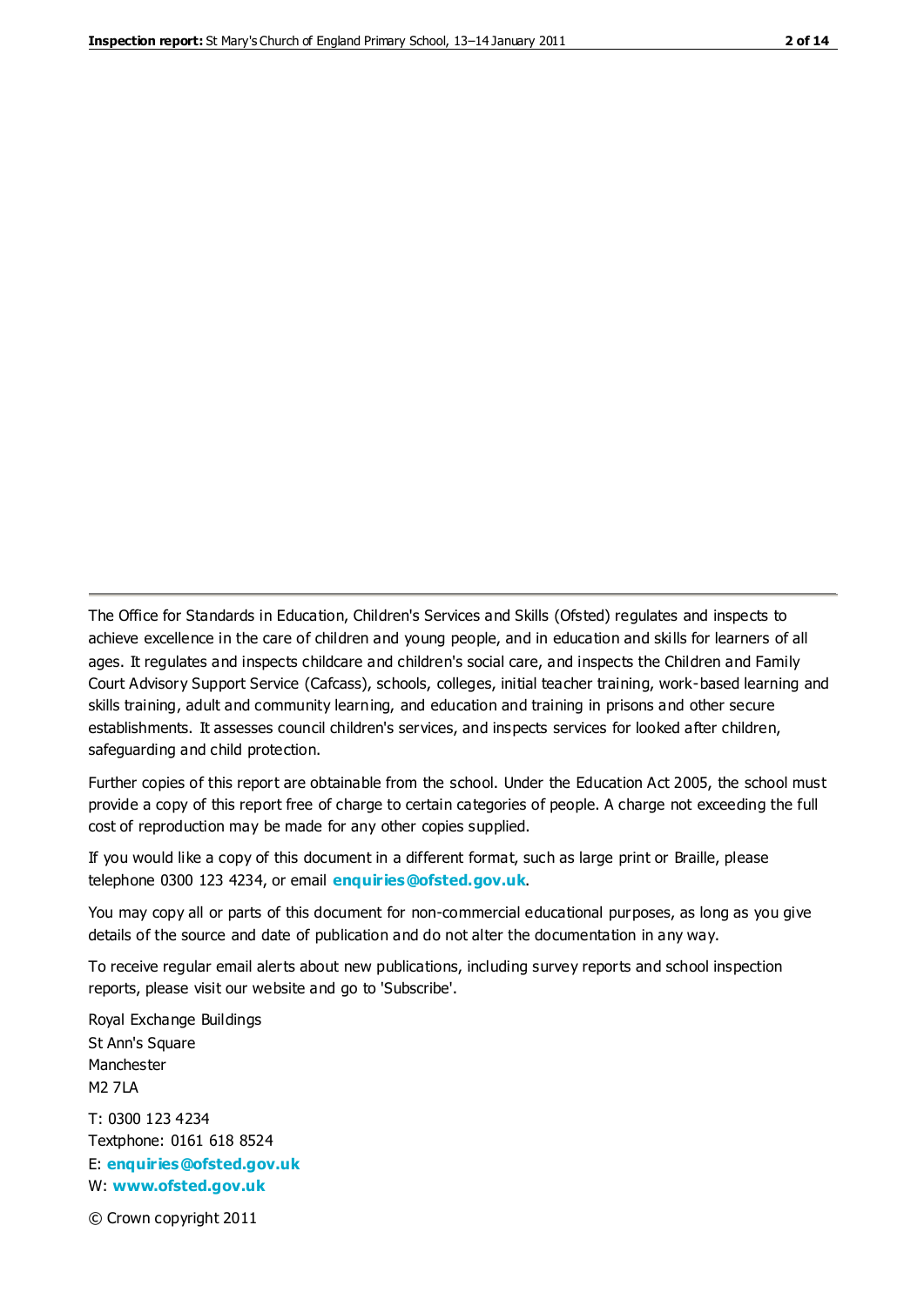The Office for Standards in Education, Children's Services and Skills (Ofsted) regulates and inspects to achieve excellence in the care of children and young people, and in education and skills for learners of all ages. It regulates and inspects childcare and children's social care, and inspects the Children and Family Court Advisory Support Service (Cafcass), schools, colleges, initial teacher training, work-based learning and skills training, adult and community learning, and education and training in prisons and other secure establishments. It assesses council children's services, and inspects services for looked after children, safeguarding and child protection.

Further copies of this report are obtainable from the school. Under the Education Act 2005, the school must provide a copy of this report free of charge to certain categories of people. A charge not exceeding the full cost of reproduction may be made for any other copies supplied.

If you would like a copy of this document in a different format, such as large print or Braille, please telephone 0300 123 4234, or email **enquiries@ofsted.gov.uk**.

You may copy all or parts of this document for non-commercial educational purposes, as long as you give details of the source and date of publication and do not alter the documentation in any way.

To receive regular email alerts about new publications, including survey reports and school inspection reports, please visit our website and go to 'Subscribe'.

Royal Exchange Buildings
St Ann's Square
Manchester
M2 7LA

T: 0300 123 4234
Textphone: 0161 618 8524
E: **enquiries@ofsted.gov.uk**
W: **www.ofsted.gov.uk**

© Crown copyright 2011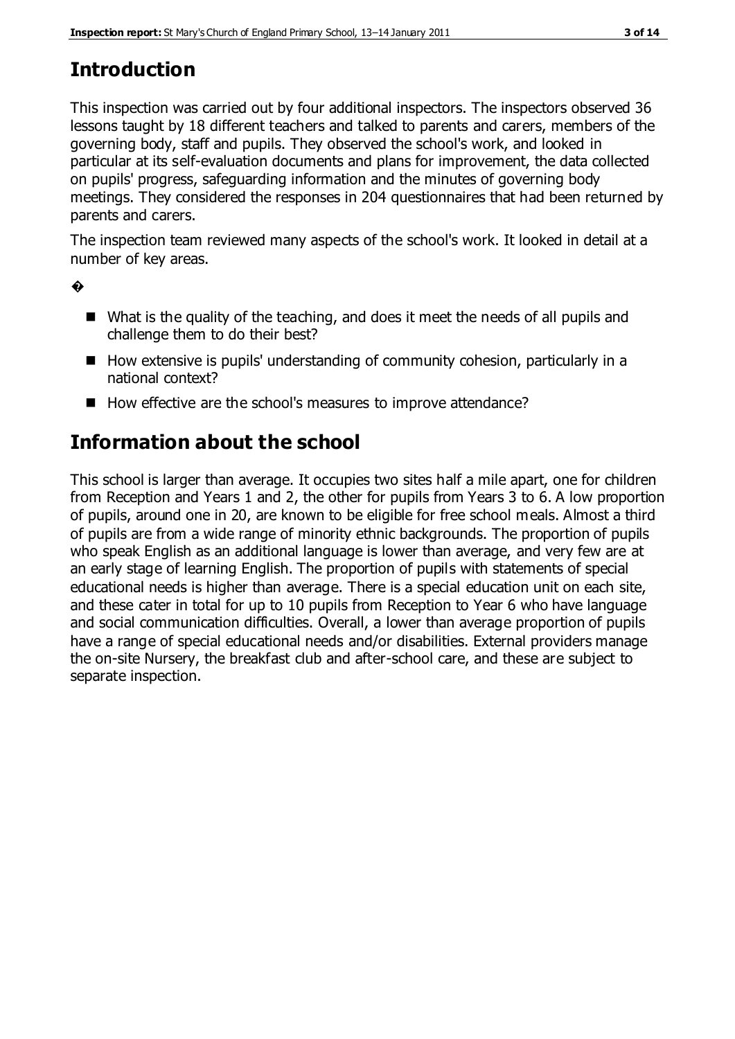## Introduction

This inspection was carried out by four additional inspectors. The inspectors observed 36 lessons taught by 18 different teachers and talked to parents and carers, members of the governing body, staff and pupils. They observed the school's work, and looked in particular at its self-evaluation documents and plans for improvement, the data collected on pupils' progress, safeguarding information and the minutes of governing body meetings. They considered the responses in 204 questionnaires that had been returned by parents and carers.

The inspection team reviewed many aspects of the school's work. It looked in detail at a number of key areas.

- What is the quality of the teaching, and does it meet the needs of all pupils and challenge them to do their best?
- How extensive is pupils' understanding of community cohesion, particularly in a national context?
- How effective are the school's measures to improve attendance?

## Information about the school

This school is larger than average. It occupies two sites half a mile apart, one for children from Reception and Years 1 and 2, the other for pupils from Years 3 to 6. A low proportion of pupils, around one in 20, are known to be eligible for free school meals. Almost a third of pupils are from a wide range of minority ethnic backgrounds. The proportion of pupils who speak English as an additional language is lower than average, and very few are at an early stage of learning English. The proportion of pupils with statements of special educational needs is higher than average. There is a special education unit on each site, and these cater in total for up to 10 pupils from Reception to Year 6 who have language and social communication difficulties. Overall, a lower than average proportion of pupils have a range of special educational needs and/or disabilities. External providers manage the on-site Nursery, the breakfast club and after-school care, and these are subject to separate inspection.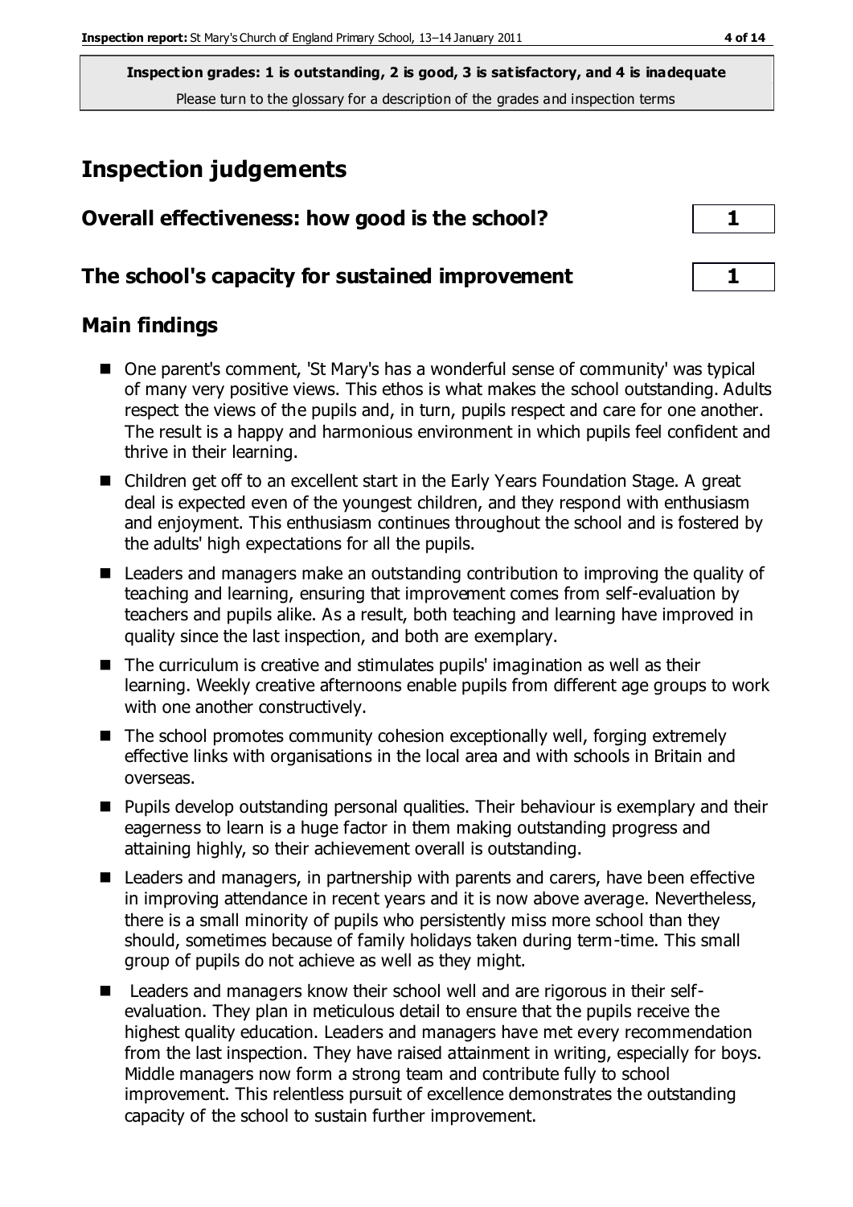**Inspection grades: 1 is outstanding, 2 is good, 3 is satisfactory, and 4 is inadequate**
Please turn to the glossary for a description of the grades and inspection terms

# Inspection judgements

## Overall effectiveness: how good is the school? 1

## The school's capacity for sustained improvement 1

## Main findings

- One parent's comment, 'St Mary's has a wonderful sense of community' was typical of many very positive views. This ethos is what makes the school outstanding. Adults respect the views of the pupils and, in turn, pupils respect and care for one another. The result is a happy and harmonious environment in which pupils feel confident and thrive in their learning.
- Children get off to an excellent start in the Early Years Foundation Stage. A great deal is expected even of the youngest children, and they respond with enthusiasm and enjoyment. This enthusiasm continues throughout the school and is fostered by the adults' high expectations for all the pupils.
- Leaders and managers make an outstanding contribution to improving the quality of teaching and learning, ensuring that improvement comes from self-evaluation by teachers and pupils alike. As a result, both teaching and learning have improved in quality since the last inspection, and both are exemplary.
- The curriculum is creative and stimulates pupils' imagination as well as their learning. Weekly creative afternoons enable pupils from different age groups to work with one another constructively.
- The school promotes community cohesion exceptionally well, forging extremely effective links with organisations in the local area and with schools in Britain and overseas.
- Pupils develop outstanding personal qualities. Their behaviour is exemplary and their eagerness to learn is a huge factor in them making outstanding progress and attaining highly, so their achievement overall is outstanding.
- Leaders and managers, in partnership with parents and carers, have been effective in improving attendance in recent years and it is now above average. Nevertheless, there is a small minority of pupils who persistently miss more school than they should, sometimes because of family holidays taken during term-time. This small group of pupils do not achieve as well as they might.
- Leaders and managers know their school well and are rigorous in their self-evaluation. They plan in meticulous detail to ensure that the pupils receive the highest quality education. Leaders and managers have met every recommendation from the last inspection. They have raised attainment in writing, especially for boys. Middle managers now form a strong team and contribute fully to school improvement. This relentless pursuit of excellence demonstrates the outstanding capacity of the school to sustain further improvement.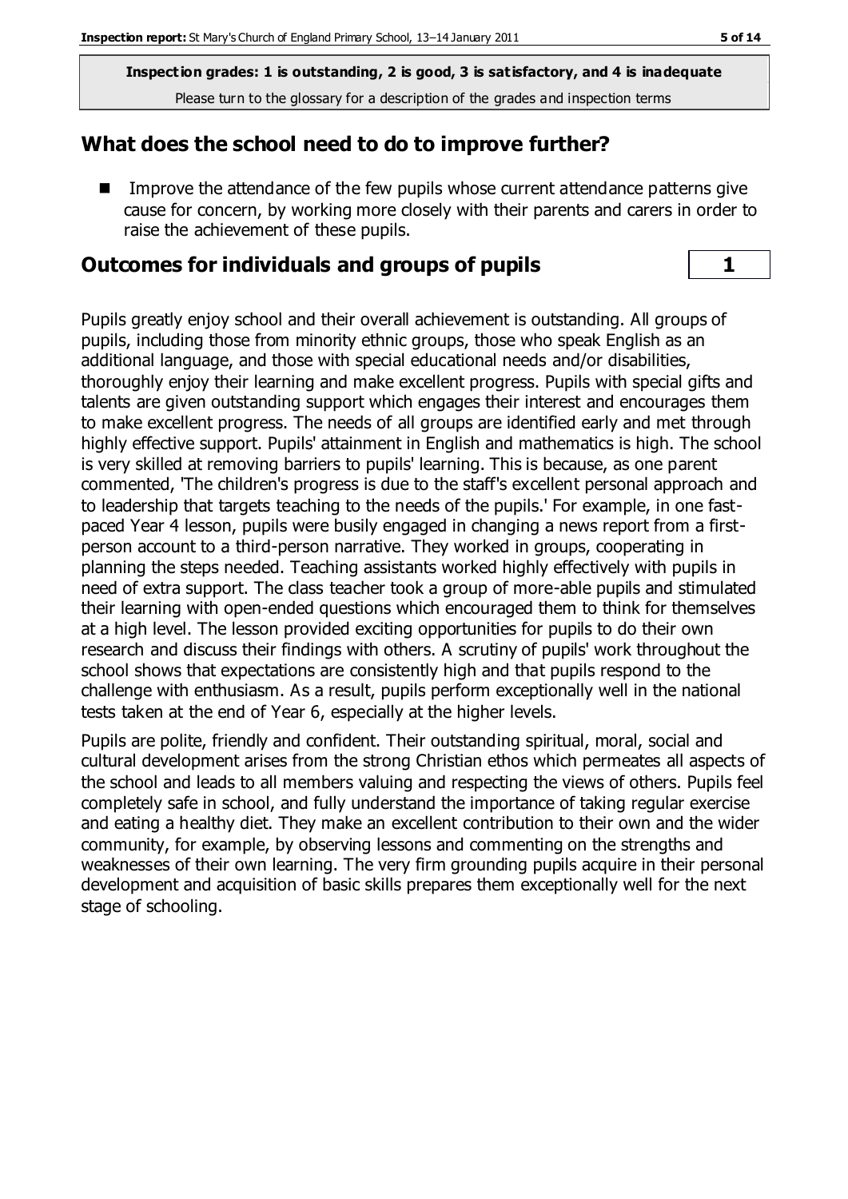**Inspection grades: 1 is outstanding, 2 is good, 3 is satisfactory, and 4 is inadequate**
Please turn to the glossary for a description of the grades and inspection terms

## What does the school need to do to improve further?

- Improve the attendance of the few pupils whose current attendance patterns give cause for concern, by working more closely with their parents and carers in order to raise the achievement of these pupils.

## Outcomes for individuals and groups of pupils

| 1 |
|---|

Pupils greatly enjoy school and their overall achievement is outstanding. All groups of pupils, including those from minority ethnic groups, those who speak English as an additional language, and those with special educational needs and/or disabilities, thoroughly enjoy their learning and make excellent progress. Pupils with special gifts and talents are given outstanding support which engages their interest and encourages them to make excellent progress. The needs of all groups are identified early and met through highly effective support. Pupils' attainment in English and mathematics is high. The school is very skilled at removing barriers to pupils' learning. This is because, as one parent commented, 'The children's progress is due to the staff's excellent personal approach and to leadership that targets teaching to the needs of the pupils.' For example, in one fast-paced Year 4 lesson, pupils were busily engaged in changing a news report from a first-person account to a third-person narrative. They worked in groups, cooperating in planning the steps needed. Teaching assistants worked highly effectively with pupils in need of extra support. The class teacher took a group of more-able pupils and stimulated their learning with open-ended questions which encouraged them to think for themselves at a high level. The lesson provided exciting opportunities for pupils to do their own research and discuss their findings with others. A scrutiny of pupils' work throughout the school shows that expectations are consistently high and that pupils respond to the challenge with enthusiasm. As a result, pupils perform exceptionally well in the national tests taken at the end of Year 6, especially at the higher levels.

Pupils are polite, friendly and confident. Their outstanding spiritual, moral, social and cultural development arises from the strong Christian ethos which permeates all aspects of the school and leads to all members valuing and respecting the views of others. Pupils feel completely safe in school, and fully understand the importance of taking regular exercise and eating a healthy diet. They make an excellent contribution to their own and the wider community, for example, by observing lessons and commenting on the strengths and weaknesses of their own learning. The very firm grounding pupils acquire in their personal development and acquisition of basic skills prepares them exceptionally well for the next stage of schooling.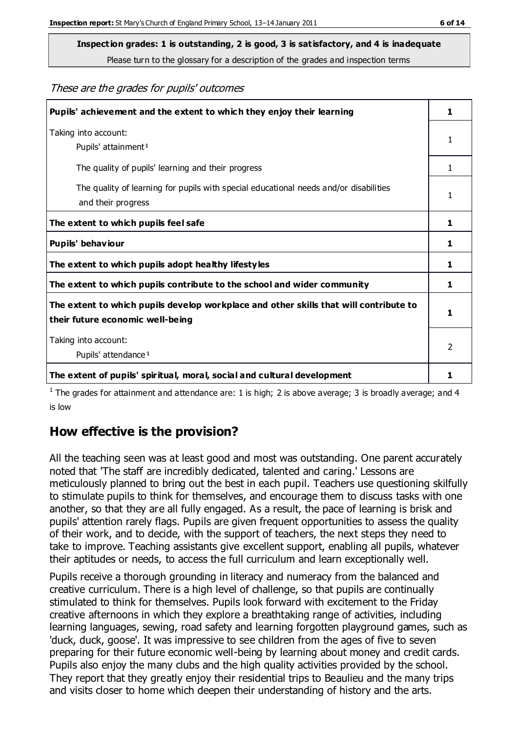**Inspection grades: 1 is outstanding, 2 is good, 3 is satisfactory, and 4 is inadequate**
Please turn to the glossary for a description of the grades and inspection terms

*These are the grades for pupils' outcomes*

| | |
|---|---|
| **Pupils' achievement and the extent to which they enjoy their learning** | **1** |
| Taking into account: Pupils' attainment[1] | 1 |
| The quality of pupils' learning and their progress | 1 |
| The quality of learning for pupils with special educational needs and/or disabilities and their progress | 1 |
| **The extent to which pupils feel safe** | **1** |
| **Pupils' behaviour** | **1** |
| **The extent to which pupils adopt healthy lifestyles** | **1** |
| **The extent to which pupils contribute to the school and wider community** | **1** |
| **The extent to which pupils develop workplace and other skills that will contribute to their future economic well-being** | **1** |
| Taking into account: Pupils' attendance[1] | 2 |
| **The extent of pupils' spiritual, moral, social and cultural development** | **1** |

[1] The grades for attainment and attendance are: 1 is high; 2 is above average; 3 is broadly average; and 4 is low

## How effective is the provision?

All the teaching seen was at least good and most was outstanding. One parent accurately noted that 'The staff are incredibly dedicated, talented and caring.' Lessons are meticulously planned to bring out the best in each pupil. Teachers use questioning skilfully to stimulate pupils to think for themselves, and encourage them to discuss tasks with one another, so that they are all fully engaged. As a result, the pace of learning is brisk and pupils' attention rarely flags. Pupils are given frequent opportunities to assess the quality of their work, and to decide, with the support of teachers, the next steps they need to take to improve. Teaching assistants give excellent support, enabling all pupils, whatever their aptitudes or needs, to access the full curriculum and learn exceptionally well.

Pupils receive a thorough grounding in literacy and numeracy from the balanced and creative curriculum. There is a high level of challenge, so that pupils are continually stimulated to think for themselves. Pupils look forward with excitement to the Friday creative afternoons in which they explore a breathtaking range of activities, including learning languages, sewing, road safety and learning forgotten playground games, such as 'duck, duck, goose'. It was impressive to see children from the ages of five to seven preparing for their future economic well-being by learning about money and credit cards. Pupils also enjoy the many clubs and the high quality activities provided by the school. They report that they greatly enjoy their residential trips to Beaulieu and the many trips and visits closer to home which deepen their understanding of history and the arts.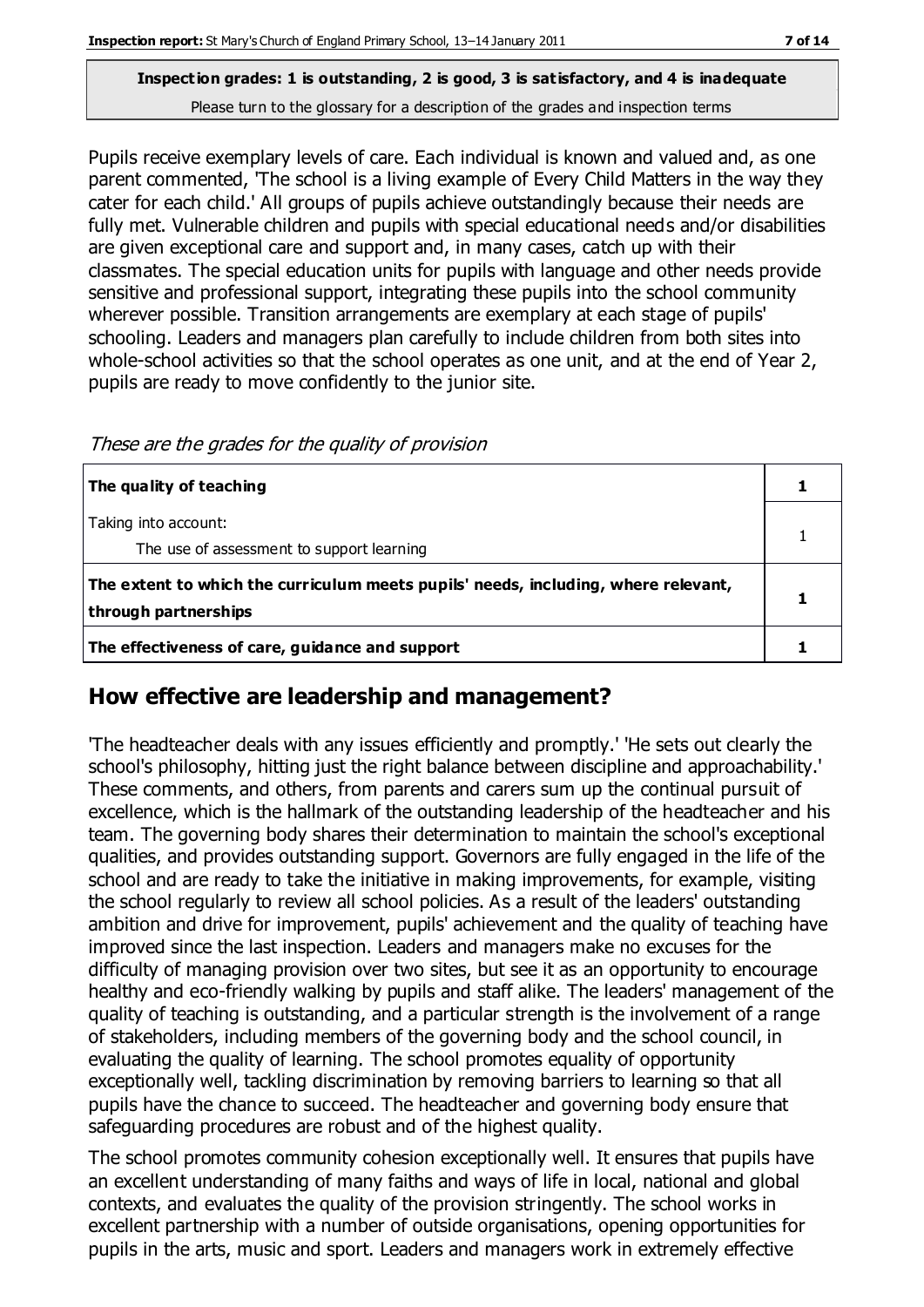**Inspection grades: 1 is outstanding, 2 is good, 3 is satisfactory, and 4 is inadequate**

Please turn to the glossary for a description of the grades and inspection terms

Pupils receive exemplary levels of care. Each individual is known and valued and, as one parent commented, 'The school is a living example of Every Child Matters in the way they cater for each child.' All groups of pupils achieve outstandingly because their needs are fully met. Vulnerable children and pupils with special educational needs and/or disabilities are given exceptional care and support and, in many cases, catch up with their classmates. The special education units for pupils with language and other needs provide sensitive and professional support, integrating these pupils into the school community wherever possible. Transition arrangements are exemplary at each stage of pupils' schooling. Leaders and managers plan carefully to include children from both sites into whole-school activities so that the school operates as one unit, and at the end of Year 2, pupils are ready to move confidently to the junior site.

*These are the grades for the quality of provision*

| | |
|---|---|
| **The quality of teaching** | **1** |
| Taking into account:<br>The use of assessment to support learning | 1 |
| **The extent to which the curriculum meets pupils' needs, including, where relevant, through partnerships** | **1** |
| **The effectiveness of care, guidance and support** | **1** |

## How effective are leadership and management?

'The headteacher deals with any issues efficiently and promptly.' 'He sets out clearly the school's philosophy, hitting just the right balance between discipline and approachability.' These comments, and others, from parents and carers sum up the continual pursuit of excellence, which is the hallmark of the outstanding leadership of the headteacher and his team. The governing body shares their determination to maintain the school's exceptional qualities, and provides outstanding support. Governors are fully engaged in the life of the school and are ready to take the initiative in making improvements, for example, visiting the school regularly to review all school policies. As a result of the leaders' outstanding ambition and drive for improvement, pupils' achievement and the quality of teaching have improved since the last inspection. Leaders and managers make no excuses for the difficulty of managing provision over two sites, but see it as an opportunity to encourage healthy and eco-friendly walking by pupils and staff alike. The leaders' management of the quality of teaching is outstanding, and a particular strength is the involvement of a range of stakeholders, including members of the governing body and the school council, in evaluating the quality of learning. The school promotes equality of opportunity exceptionally well, tackling discrimination by removing barriers to learning so that all pupils have the chance to succeed. The headteacher and governing body ensure that safeguarding procedures are robust and of the highest quality.

The school promotes community cohesion exceptionally well. It ensures that pupils have an excellent understanding of many faiths and ways of life in local, national and global contexts, and evaluates the quality of the provision stringently. The school works in excellent partnership with a number of outside organisations, opening opportunities for pupils in the arts, music and sport. Leaders and managers work in extremely effective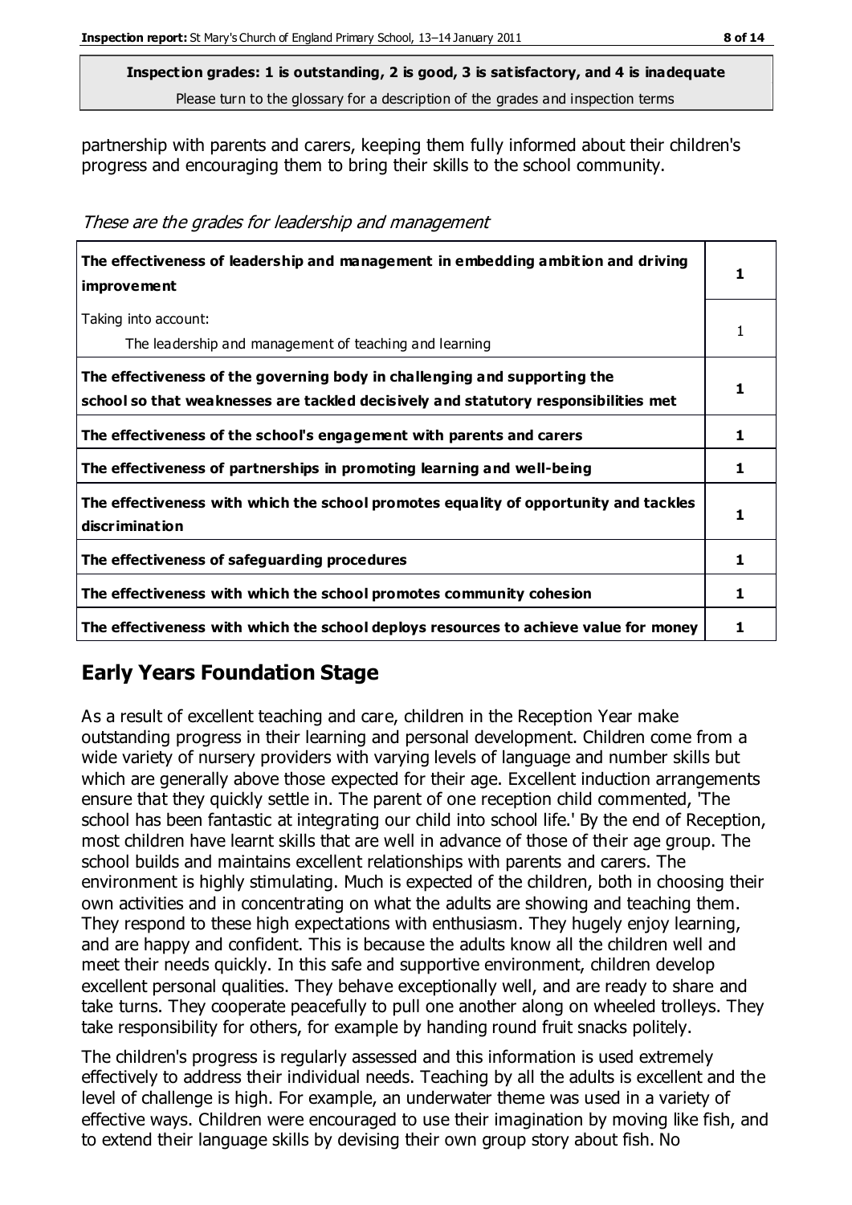partnership with parents and carers, keeping them fully informed about their children's progress and encouraging them to bring their skills to the school community.

*These are the grades for leadership and management*

| | |
|---|---|
| **The effectiveness of leadership and management in embedding ambition and driving improvement** | **1** |
| Taking into account:<br>The leadership and management of teaching and learning | 1 |
| **The effectiveness of the governing body in challenging and supporting the school so that weaknesses are tackled decisively and statutory responsibilities met** | **1** |
| **The effectiveness of the school's engagement with parents and carers** | **1** |
| **The effectiveness of partnerships in promoting learning and well-being** | **1** |
| **The effectiveness with which the school promotes equality of opportunity and tackles discrimination** | **1** |
| **The effectiveness of safeguarding procedures** | **1** |
| **The effectiveness with which the school promotes community cohesion** | **1** |
| **The effectiveness with which the school deploys resources to achieve value for money** | **1** |

## Early Years Foundation Stage

As a result of excellent teaching and care, children in the Reception Year make outstanding progress in their learning and personal development. Children come from a wide variety of nursery providers with varying levels of language and number skills but which are generally above those expected for their age. Excellent induction arrangements ensure that they quickly settle in. The parent of one reception child commented, 'The school has been fantastic at integrating our child into school life.' By the end of Reception, most children have learnt skills that are well in advance of those of their age group. The school builds and maintains excellent relationships with parents and carers. The environment is highly stimulating. Much is expected of the children, both in choosing their own activities and in concentrating on what the adults are showing and teaching them. They respond to these high expectations with enthusiasm. They hugely enjoy learning, and are happy and confident. This is because the adults know all the children well and meet their needs quickly. In this safe and supportive environment, children develop excellent personal qualities. They behave exceptionally well, and are ready to share and take turns. They cooperate peacefully to pull one another along on wheeled trolleys. They take responsibility for others, for example by handing round fruit snacks politely.

The children's progress is regularly assessed and this information is used extremely effectively to address their individual needs. Teaching by all the adults is excellent and the level of challenge is high. For example, an underwater theme was used in a variety of effective ways. Children were encouraged to use their imagination by moving like fish, and to extend their language skills by devising their own group story about fish. No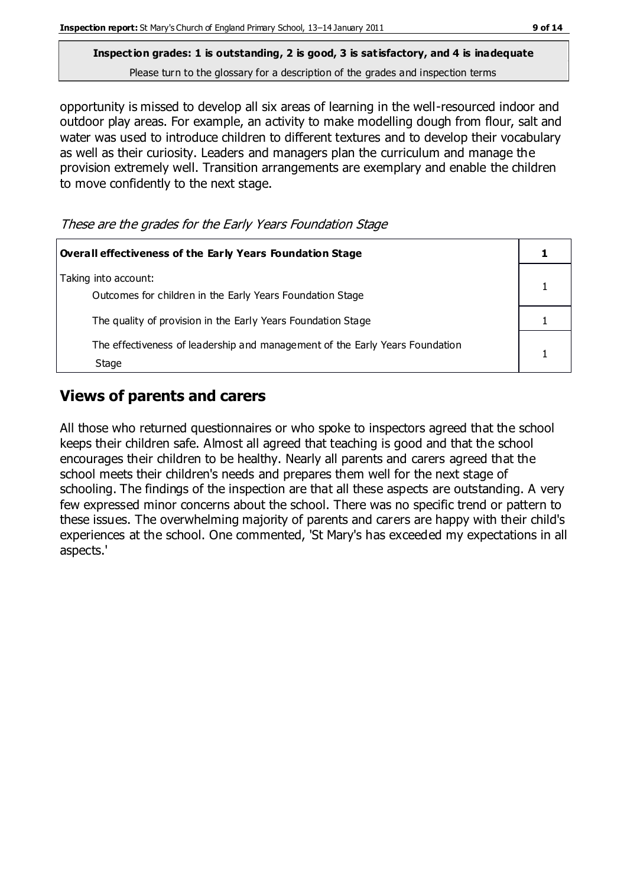opportunity is missed to develop all six areas of learning in the well-resourced indoor and outdoor play areas. For example, an activity to make modelling dough from flour, salt and water was used to introduce children to different textures and to develop their vocabulary as well as their curiosity. Leaders and managers plan the curriculum and manage the provision extremely well. Transition arrangements are exemplary and enable the children to move confidently to the next stage.

*These are the grades for the Early Years Foundation Stage*

| **Overall effectiveness of the Early Years Foundation Stage** | **1** |
|---|---|
| Taking into account: Outcomes for children in the Early Years Foundation Stage | 1 |
| The quality of provision in the Early Years Foundation Stage | 1 |
| The effectiveness of leadership and management of the Early Years Foundation Stage | 1 |

## Views of parents and carers

All those who returned questionnaires or who spoke to inspectors agreed that the school keeps their children safe. Almost all agreed that teaching is good and that the school encourages their children to be healthy. Nearly all parents and carers agreed that the school meets their children's needs and prepares them well for the next stage of schooling. The findings of the inspection are that all these aspects are outstanding. A very few expressed minor concerns about the school. There was no specific trend or pattern to these issues. The overwhelming majority of parents and carers are happy with their child's experiences at the school. One commented, 'St Mary's has exceeded my expectations in all aspects.'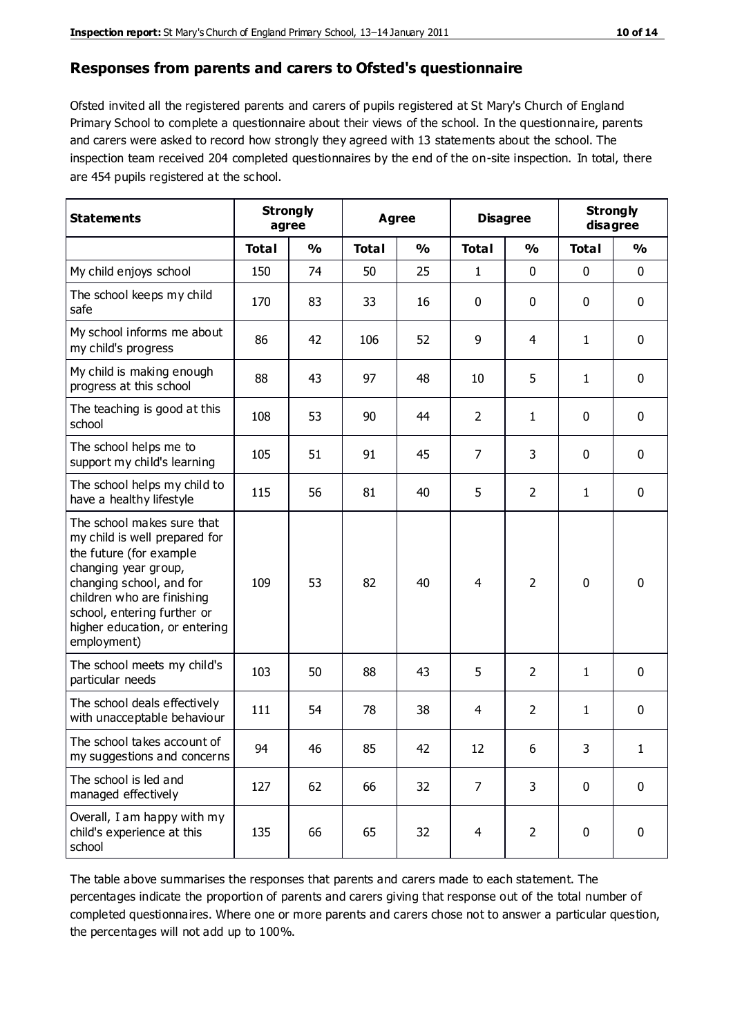## Responses from parents and carers to Ofsted's questionnaire

Ofsted invited all the registered parents and carers of pupils registered at St Mary's Church of England Primary School to complete a questionnaire about their views of the school. In the questionnaire, parents and carers were asked to record how strongly they agreed with 13 statements about the school. The inspection team received 204 completed questionnaires by the end of the on-site inspection. In total, there are 454 pupils registered at the school.

| Statements | Strongly agree | | Agree | | Disagree | | Strongly disagree | |
|---|---|---|---|---|---|---|---|---|
| | **Total** | **%** | **Total** | **%** | **Total** | **%** | **Total** | **%** |
| My child enjoys school | 150 | 74 | 50 | 25 | 1 | 0 | 0 | 0 |
| The school keeps my child safe | 170 | 83 | 33 | 16 | 0 | 0 | 0 | 0 |
| My school informs me about my child's progress | 86 | 42 | 106 | 52 | 9 | 4 | 1 | 0 |
| My child is making enough progress at this school | 88 | 43 | 97 | 48 | 10 | 5 | 1 | 0 |
| The teaching is good at this school | 108 | 53 | 90 | 44 | 2 | 1 | 0 | 0 |
| The school helps me to support my child's learning | 105 | 51 | 91 | 45 | 7 | 3 | 0 | 0 |
| The school helps my child to have a healthy lifestyle | 115 | 56 | 81 | 40 | 5 | 2 | 1 | 0 |
| The school makes sure that my child is well prepared for the future (for example changing year group, changing school, and for children who are finishing school, entering further or higher education, or entering employment) | 109 | 53 | 82 | 40 | 4 | 2 | 0 | 0 |
| The school meets my child's particular needs | 103 | 50 | 88 | 43 | 5 | 2 | 1 | 0 |
| The school deals effectively with unacceptable behaviour | 111 | 54 | 78 | 38 | 4 | 2 | 1 | 0 |
| The school takes account of my suggestions and concerns | 94 | 46 | 85 | 42 | 12 | 6 | 3 | 1 |
| The school is led and managed effectively | 127 | 62 | 66 | 32 | 7 | 3 | 0 | 0 |
| Overall, I am happy with my child's experience at this school | 135 | 66 | 65 | 32 | 4 | 2 | 0 | 0 |

The table above summarises the responses that parents and carers made to each statement. The percentages indicate the proportion of parents and carers giving that response out of the total number of completed questionnaires. Where one or more parents and carers chose not to answer a particular question, the percentages will not add up to 100%.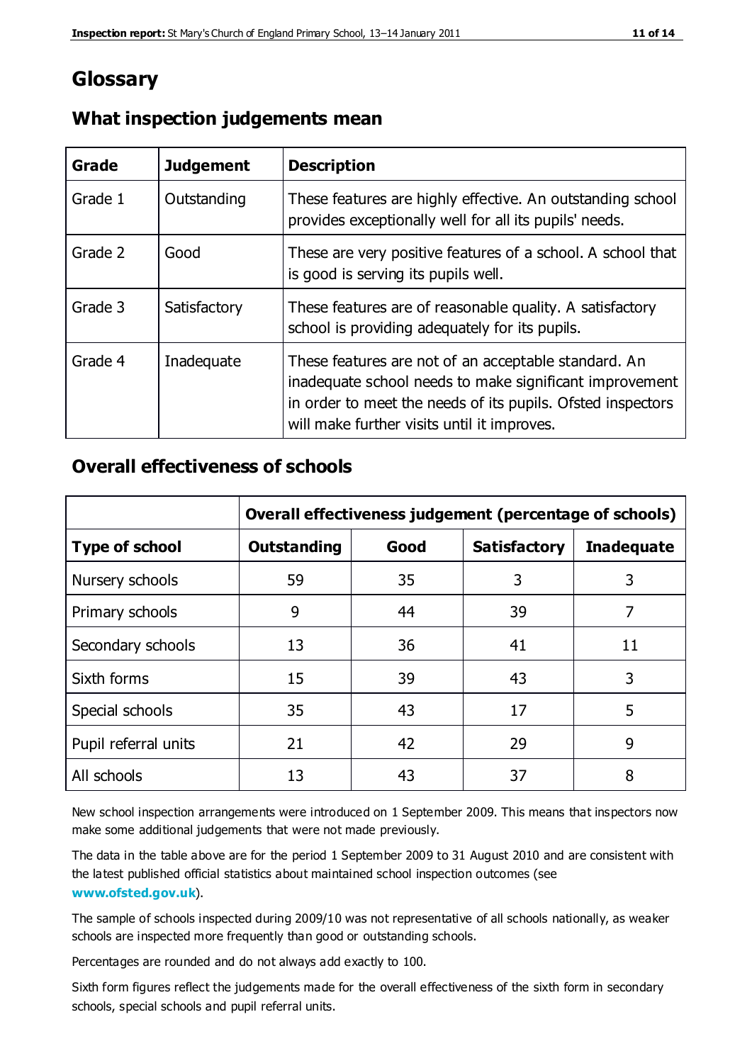# Glossary

## What inspection judgements mean

| Grade | Judgement | Description |
| --- | --- | --- |
| Grade 1 | Outstanding | These features are highly effective. An outstanding school provides exceptionally well for all its pupils' needs. |
| Grade 2 | Good | These are very positive features of a school. A school that is good is serving its pupils well. |
| Grade 3 | Satisfactory | These features are of reasonable quality. A satisfactory school is providing adequately for its pupils. |
| Grade 4 | Inadequate | These features are not of an acceptable standard. An inadequate school needs to make significant improvement in order to meet the needs of its pupils. Ofsted inspectors will make further visits until it improves. |

## Overall effectiveness of schools

| | Overall effectiveness judgement (percentage of schools) | | | |
| --- | --- | --- | --- | --- |
| **Type of school** | **Outstanding** | **Good** | **Satisfactory** | **Inadequate** |
| Nursery schools | 59 | 35 | 3 | 3 |
| Primary schools | 9 | 44 | 39 | 7 |
| Secondary schools | 13 | 36 | 41 | 11 |
| Sixth forms | 15 | 39 | 43 | 3 |
| Special schools | 35 | 43 | 17 | 5 |
| Pupil referral units | 21 | 42 | 29 | 9 |
| All schools | 13 | 43 | 37 | 8 |

New school inspection arrangements were introduced on 1 September 2009. This means that inspectors now make some additional judgements that were not made previously.

The data in the table above are for the period 1 September 2009 to 31 August 2010 and are consistent with the latest published official statistics about maintained school inspection outcomes (see **www.ofsted.gov.uk**).

The sample of schools inspected during 2009/10 was not representative of all schools nationally, as weaker schools are inspected more frequently than good or outstanding schools.

Percentages are rounded and do not always add exactly to 100.

Sixth form figures reflect the judgements made for the overall effectiveness of the sixth form in secondary schools, special schools and pupil referral units.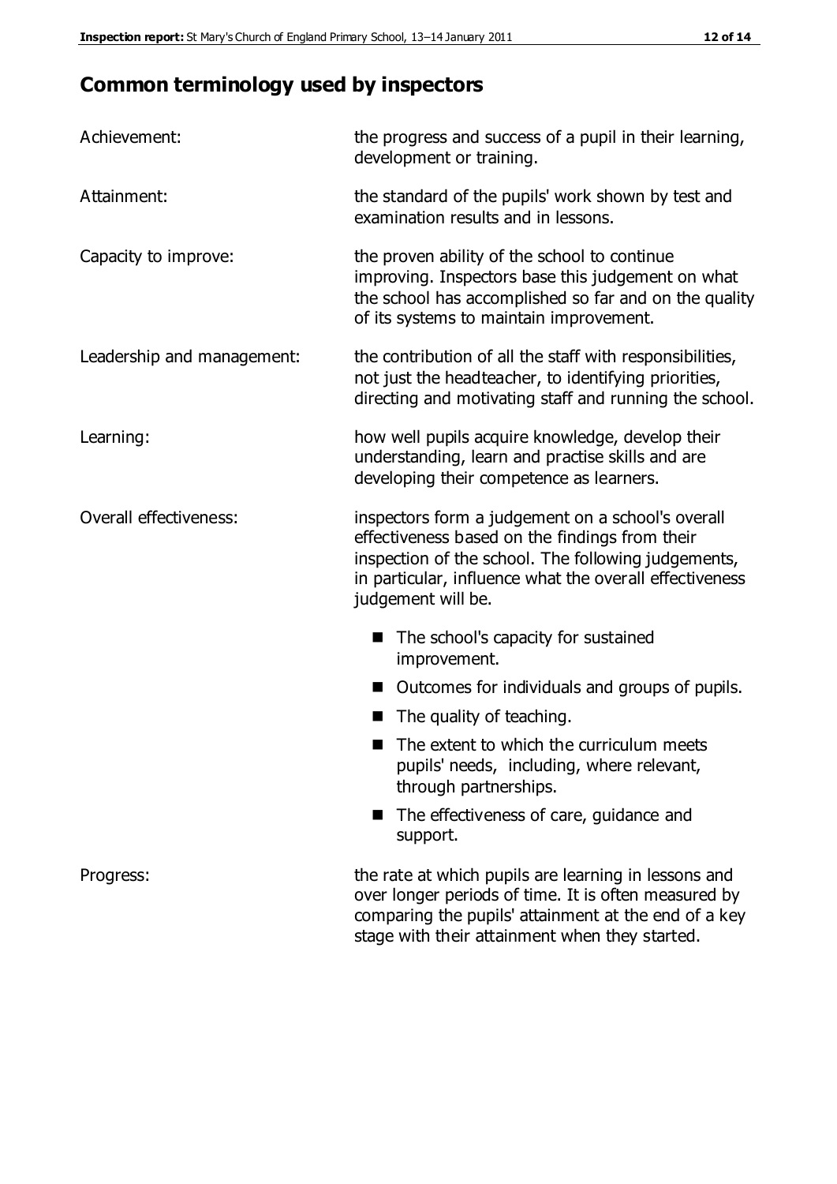## Common terminology used by inspectors

| | |
|---|---|
| Achievement: | the progress and success of a pupil in their learning, development or training. |
| Attainment: | the standard of the pupils' work shown by test and examination results and in lessons. |
| Capacity to improve: | the proven ability of the school to continue improving. Inspectors base this judgement on what the school has accomplished so far and on the quality of its systems to maintain improvement. |
| Leadership and management: | the contribution of all the staff with responsibilities, not just the headteacher, to identifying priorities, directing and motivating staff and running the school. |
| Learning: | how well pupils acquire knowledge, develop their understanding, learn and practise skills and are developing their competence as learners. |
| Overall effectiveness: | inspectors form a judgement on a school's overall effectiveness based on the findings from their inspection of the school. The following judgements, in particular, influence what the overall effectiveness judgement will be. |

- The school's capacity for sustained improvement.
- Outcomes for individuals and groups of pupils.
- The quality of teaching.
- The extent to which the curriculum meets pupils' needs, including, where relevant, through partnerships.
- The effectiveness of care, guidance and support.

| | |
|---|---|
| Progress: | the rate at which pupils are learning in lessons and over longer periods of time. It is often measured by comparing the pupils' attainment at the end of a key stage with their attainment when they started. |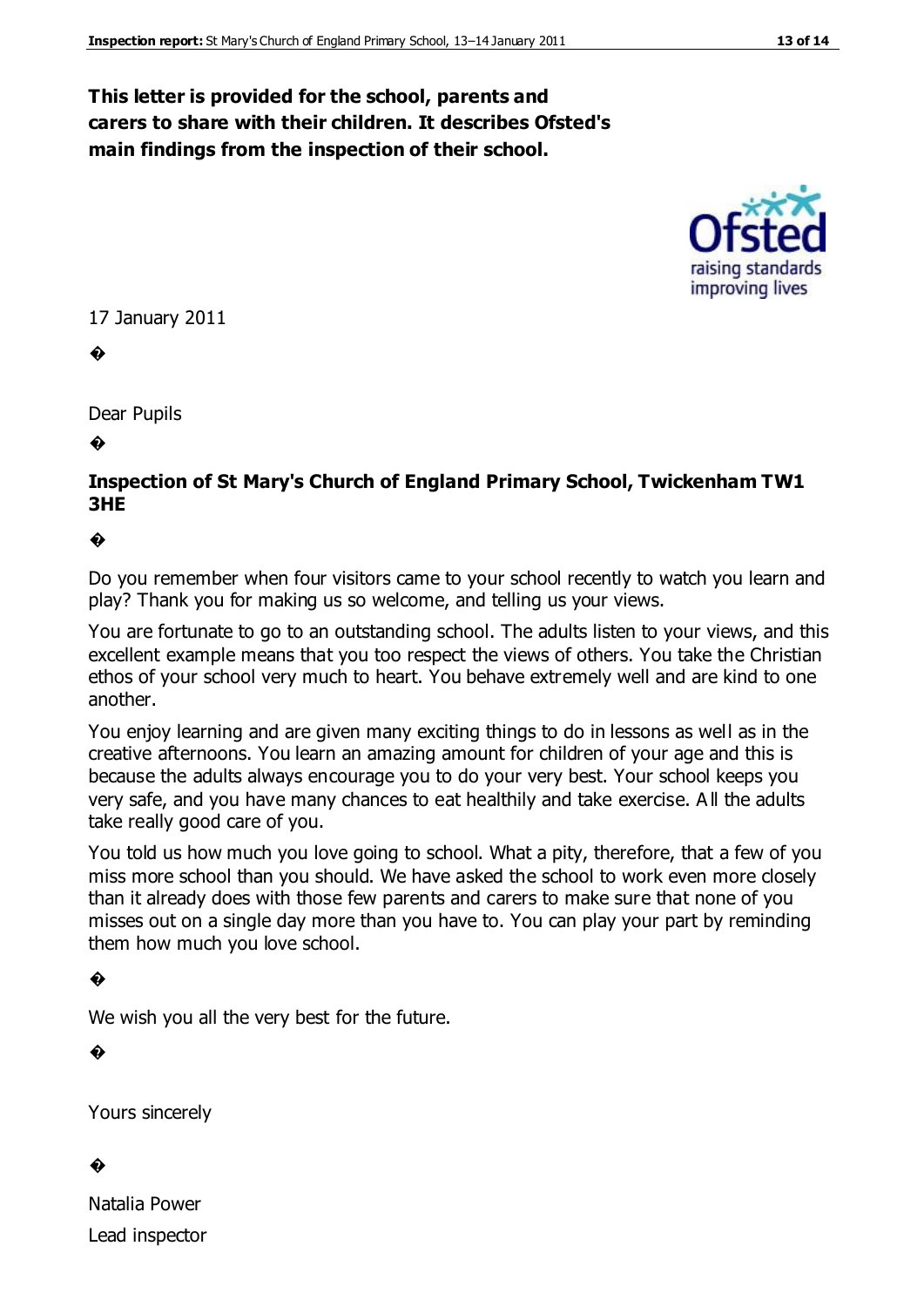**This letter is provided for the school, parents and carers to share with their children. It describes Ofsted's main findings from the inspection of their school.**

17 January 2011

Dear Pupils

**Inspection of St Mary's Church of England Primary School, Twickenham TW1 3HE**

Do you remember when four visitors came to your school recently to watch you learn and play? Thank you for making us so welcome, and telling us your views.

You are fortunate to go to an outstanding school. The adults listen to your views, and this excellent example means that you too respect the views of others. You take the Christian ethos of your school very much to heart. You behave extremely well and are kind to one another.

You enjoy learning and are given many exciting things to do in lessons as well as in the creative afternoons. You learn an amazing amount for children of your age and this is because the adults always encourage you to do your very best. Your school keeps you very safe, and you have many chances to eat healthily and take exercise. All the adults take really good care of you.

You told us how much you love going to school. What a pity, therefore, that a few of you miss more school than you should. We have asked the school to work even more closely than it already does with those few parents and carers to make sure that none of you misses out on a single day more than you have to. You can play your part by reminding them how much you love school.

We wish you all the very best for the future.

Yours sincerely

Natalia Power
Lead inspector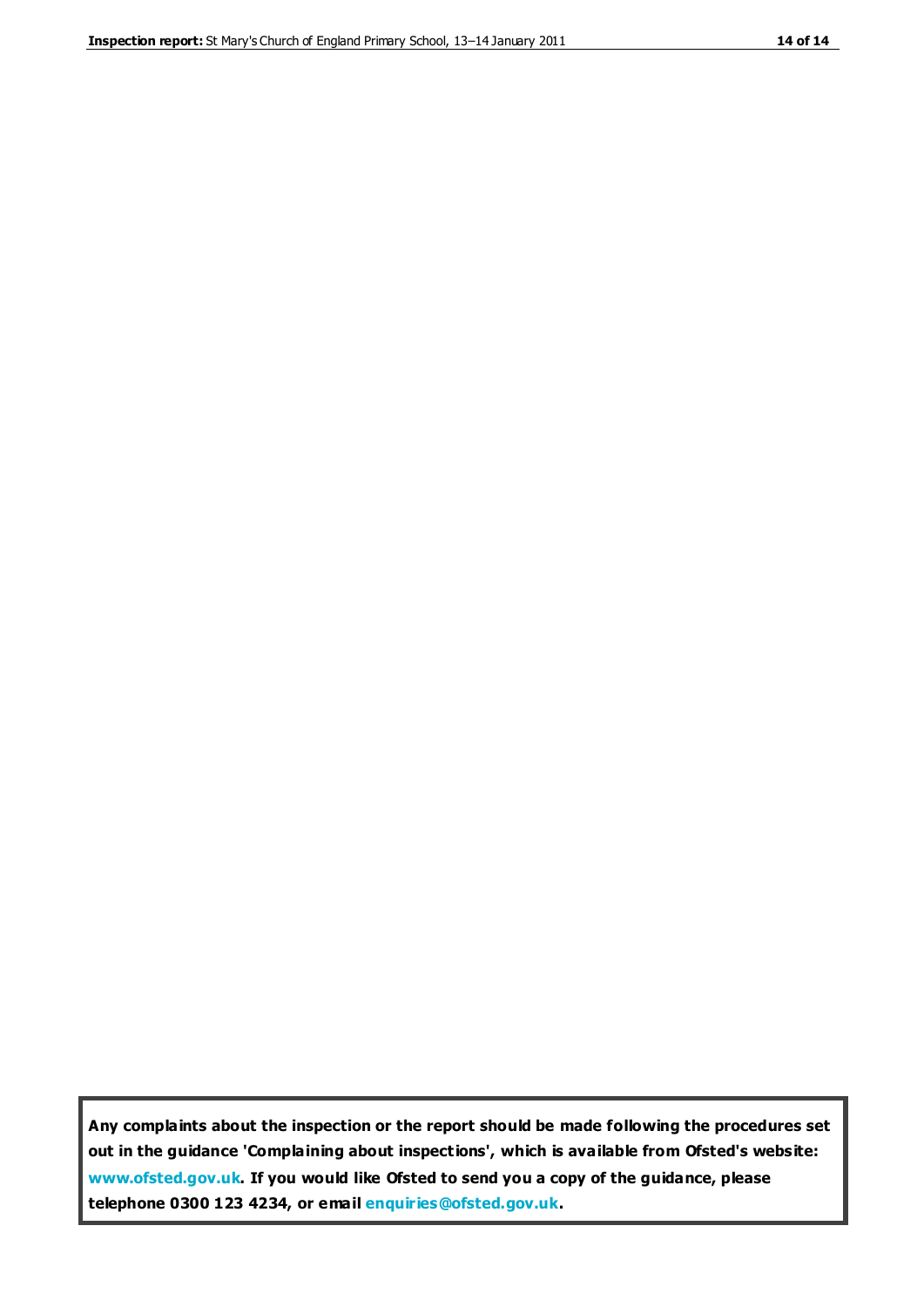**Any complaints about the inspection or the report should be made following the procedures set out in the guidance 'Complaining about inspections', which is available from Ofsted's website: www.ofsted.gov.uk. If you would like Ofsted to send you a copy of the guidance, please telephone 0300 123 4234, or email enquiries@ofsted.gov.uk.**